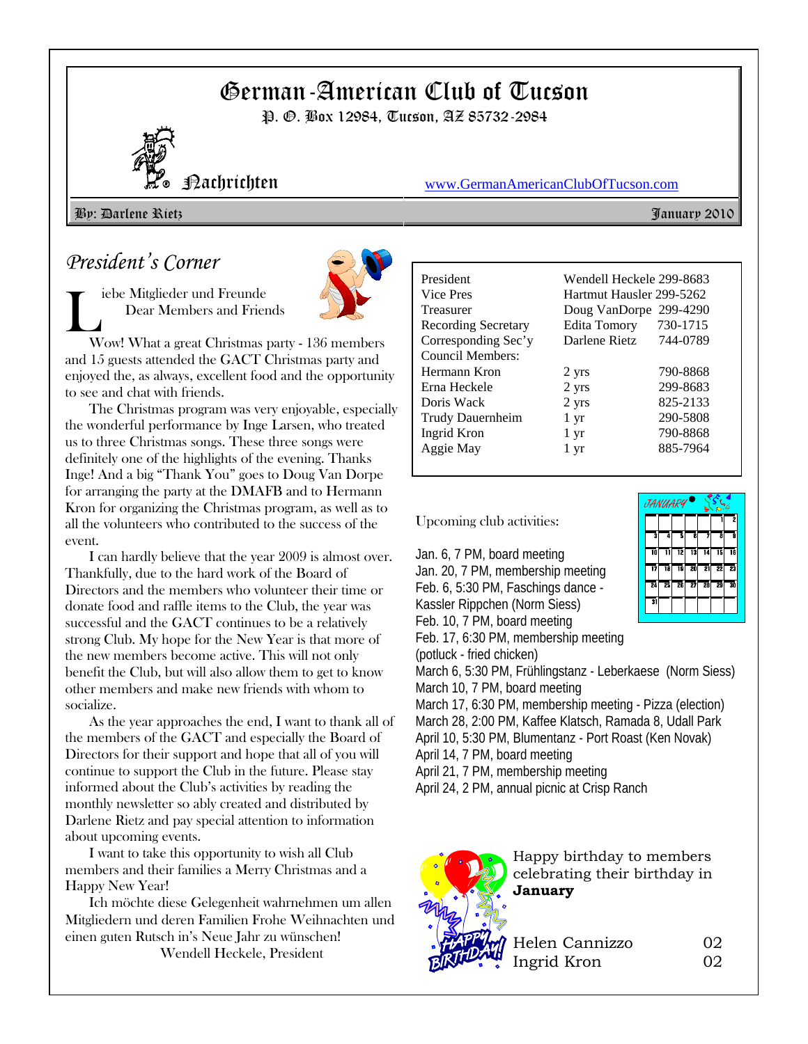# German-American Club of Tucson

P. O. Box 12984, Tucson, AZ 85732-2984

Nachrichten

www.GermanAmericanClubOfTucson.com

By: Darlene Rietz

January 2010

## *President's Corner*

Liebe Mitglieder und Freunde
Dear Members and Friends

Wow! What a great Christmas party - 136 members and 15 guests attended the GACT Christmas party and enjoyed the, as always, excellent food and the opportunity to see and chat with friends.

The Christmas program was very enjoyable, especially the wonderful performance by Inge Larsen, who treated us to three Christmas songs. These three songs were definitely one of the highlights of the evening. Thanks Inge! And a big "Thank You" goes to Doug Van Dorpe for arranging the party at the DMAFB and to Hermann Kron for organizing the Christmas program, as well as to all the volunteers who contributed to the success of the event.

I can hardly believe that the year 2009 is almost over. Thankfully, due to the hard work of the Board of Directors and the members who volunteer their time or donate food and raffle items to the Club, the year was successful and the GACT continues to be a relatively strong Club. My hope for the New Year is that more of the new members become active. This will not only benefit the Club, but will also allow them to get to know other members and make new friends with whom to socialize.

As the year approaches the end, I want to thank all of the members of the GACT and especially the Board of Directors for their support and hope that all of you will continue to support the Club in the future. Please stay informed about the Club's activities by reading the monthly newsletter so ably created and distributed by Darlene Rietz and pay special attention to information about upcoming events.

I want to take this opportunity to wish all Club members and their families a Merry Christmas and a Happy New Year!

Ich möchte diese Gelegenheit wahrnehmen um allen Mitgliedern und deren Familien Frohe Weihnachten und einen guten Rutsch in's Neue Jahr zu wünschen!

Wendell Heckele, President

| | | |
|---|---|---|
| President | Wendell Heckele | 299-8683 |
| Vice Pres | Hartmut Hausler | 299-5262 |
| Treasurer | Doug VanDorpe | 299-4290 |
| Recording Secretary | Edita Tomory | 730-1715 |
| Corresponding Sec'y | Darlene Rietz | 744-0789 |
| Council Members: | | |
| Hermann Kron | 2 yrs | 790-8868 |
| Erna Heckele | 2 yrs | 299-8683 |
| Doris Wack | 2 yrs | 825-2133 |
| Trudy Dauernheim | 1 yr | 290-5808 |
| Ingrid Kron | 1 yr | 790-8868 |
| Aggie May | 1 yr | 885-7964 |

Upcoming club activities:

Jan. 6, 7 PM, board meeting
Jan. 20, 7 PM, membership meeting
Feb. 6, 5:30 PM, Faschings dance - Kassler Rippchen (Norm Siess)
Feb. 10, 7 PM, board meeting
Feb. 17, 6:30 PM, membership meeting (potluck - fried chicken)
March 6, 5:30 PM, Frühlingstanz - Leberkaese (Norm Siess)
March 10, 7 PM, board meeting
March 17, 6:30 PM, membership meeting - Pizza (election)
March 28, 2:00 PM, Kaffee Klatsch, Ramada 8, Udall Park
April 10, 5:30 PM, Blumentanz - Port Roast (Ken Novak)
April 14, 7 PM, board meeting
April 21, 7 PM, membership meeting
April 24, 2 PM, annual picnic at Crisp Ranch

Happy birthday to members celebrating their birthday in **January**

| | |
|---|---|
| Helen Cannizzo | 02 |
| Ingrid Kron | 02 |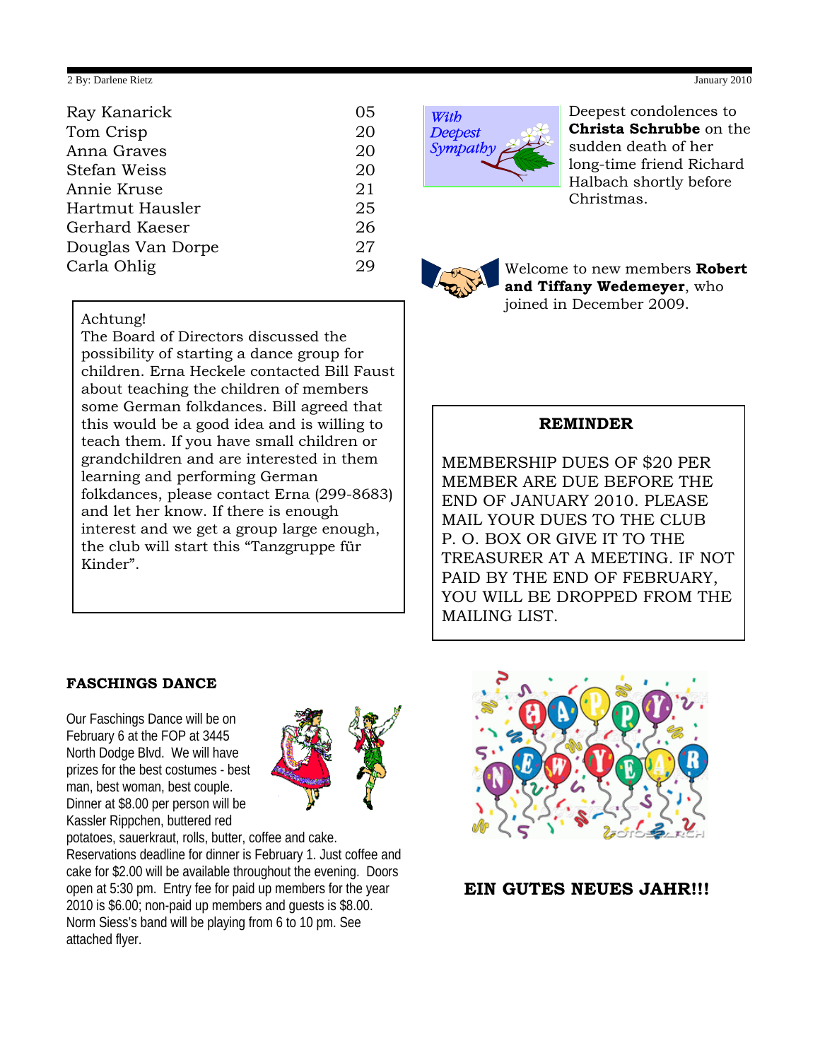| | |
|---|---|
| Ray Kanarick | 05 |
| Tom Crisp | 20 |
| Anna Graves | 20 |
| Stefan Weiss | 20 |
| Annie Kruse | 21 |
| Hartmut Hausler | 25 |
| Gerhard Kaeser | 26 |
| Douglas Van Dorpe | 27 |
| Carla Ohlig | 29 |

Achtung!
The Board of Directors discussed the possibility of starting a dance group for children. Erna Heckele contacted Bill Faust about teaching the children of members some German folkdances. Bill agreed that this would be a good idea and is willing to teach them. If you have small children or grandchildren and are interested in them learning and performing German folkdances, please contact Erna (299-8683) and let her know. If there is enough interest and we get a group large enough, the club will start this "Tanzgruppe für Kinder".

With Deepest Sympathy

Deepest condolences to **Christa Schrubbe** on the sudden death of her long-time friend Richard Halbach shortly before Christmas.

Welcome to new members **Robert and Tiffany Wedemeyer**, who joined in December 2009.

**REMINDER**

MEMBERSHIP DUES OF $20 PER MEMBER ARE DUE BEFORE THE END OF JANUARY 2010. PLEASE MAIL YOUR DUES TO THE CLUB P. O. BOX OR GIVE IT TO THE TREASURER AT A MEETING. IF NOT PAID BY THE END OF FEBRUARY, YOU WILL BE DROPPED FROM THE MAILING LIST.

**FASCHINGS DANCE**

Our Faschings Dance will be on February 6 at the FOP at 3445 North Dodge Blvd. We will have prizes for the best costumes - best man, best woman, best couple. Dinner at $8.00 per person will be Kassler Rippchen, buttered red potatoes, sauerkraut, rolls, butter, coffee and cake. Reservations deadline for dinner is February 1. Just coffee and cake for $2.00 will be available throughout the evening. Doors open at 5:30 pm. Entry fee for paid up members for the year 2010 is $6.00; non-paid up members and guests is $8.00. Norm Siess's band will be playing from 6 to 10 pm. See attached flyer.

HAPPY NEW YEAR

**EIN GUTES NEUES JAHR!!!**